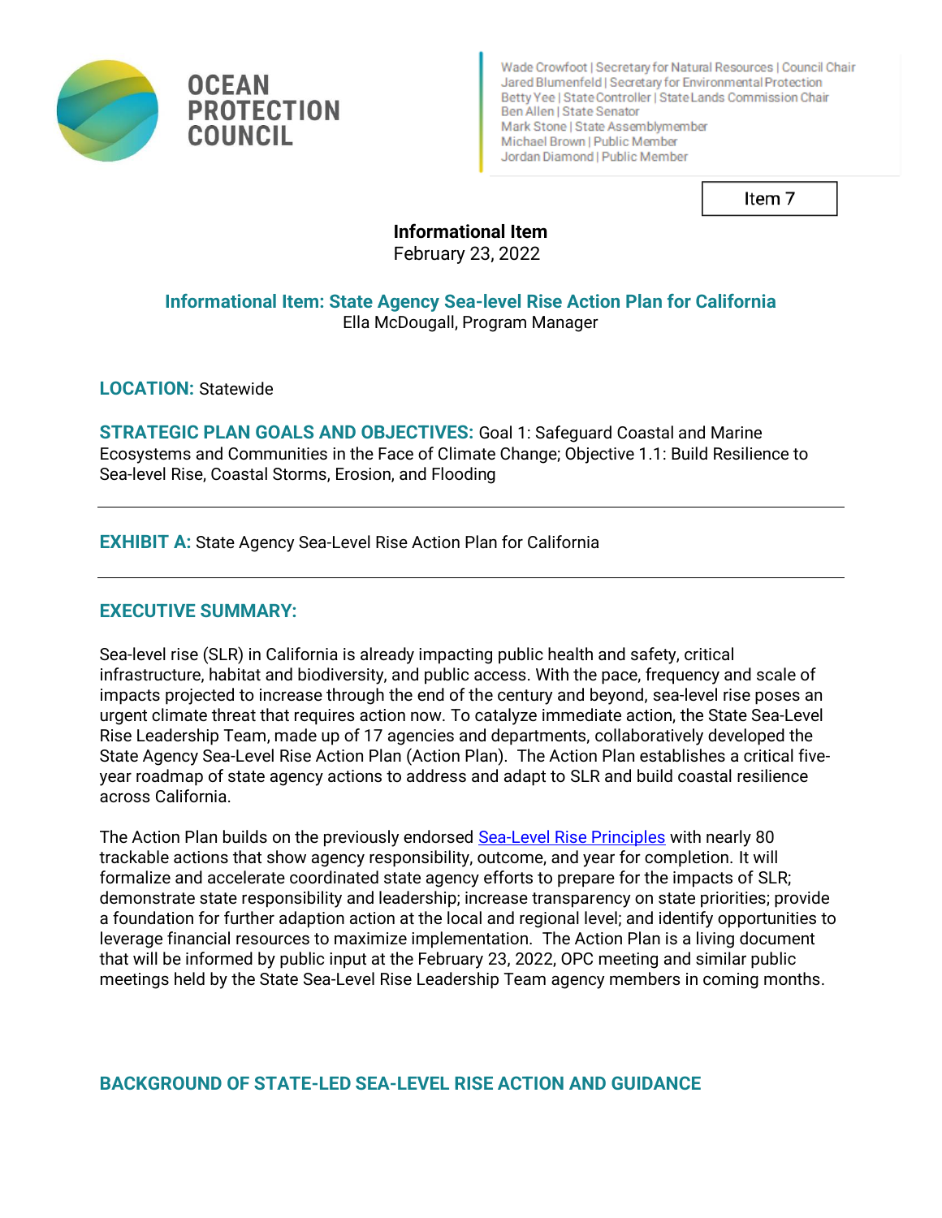**OCEAN PROTECTION COUNCIL**

Wade Crowfoot | Secretary for Natural Resources | Council Chair
Jared Blumenfeld | Secretary for Environmental Protection
Betty Yee | State Controller | State Lands Commission Chair
Ben Allen | State Senator
Mark Stone | State Assemblymember
Michael Brown | Public Member
Jordan Diamond | Public Member

Item 7

**Informational Item**
February 23, 2022

## Informational Item: State Agency Sea-level Rise Action Plan for California

Ella McDougall, Program Manager

**LOCATION:** Statewide

**STRATEGIC PLAN GOALS AND OBJECTIVES:** Goal 1: Safeguard Coastal and Marine Ecosystems and Communities in the Face of Climate Change; Objective 1.1: Build Resilience to Sea-level Rise, Coastal Storms, Erosion, and Flooding

---

**EXHIBIT A:** State Agency Sea-Level Rise Action Plan for California

---

## EXECUTIVE SUMMARY:

Sea-level rise (SLR) in California is already impacting public health and safety, critical infrastructure, habitat and biodiversity, and public access. With the pace, frequency and scale of impacts projected to increase through the end of the century and beyond, sea-level rise poses an urgent climate threat that requires action now. To catalyze immediate action, the State Sea-Level Rise Leadership Team, made up of 17 agencies and departments, collaboratively developed the State Agency Sea-Level Rise Action Plan (Action Plan). The Action Plan establishes a critical five-year roadmap of state agency actions to address and adapt to SLR and build coastal resilience across California.

The Action Plan builds on the previously endorsed Sea-Level Rise Principles with nearly 80 trackable actions that show agency responsibility, outcome, and year for completion. It will formalize and accelerate coordinated state agency efforts to prepare for the impacts of SLR; demonstrate state responsibility and leadership; increase transparency on state priorities; provide a foundation for further adaption action at the local and regional level; and identify opportunities to leverage financial resources to maximize implementation. The Action Plan is a living document that will be informed by public input at the February 23, 2022, OPC meeting and similar public meetings held by the State Sea-Level Rise Leadership Team agency members in coming months.

## BACKGROUND OF STATE-LED SEA-LEVEL RISE ACTION AND GUIDANCE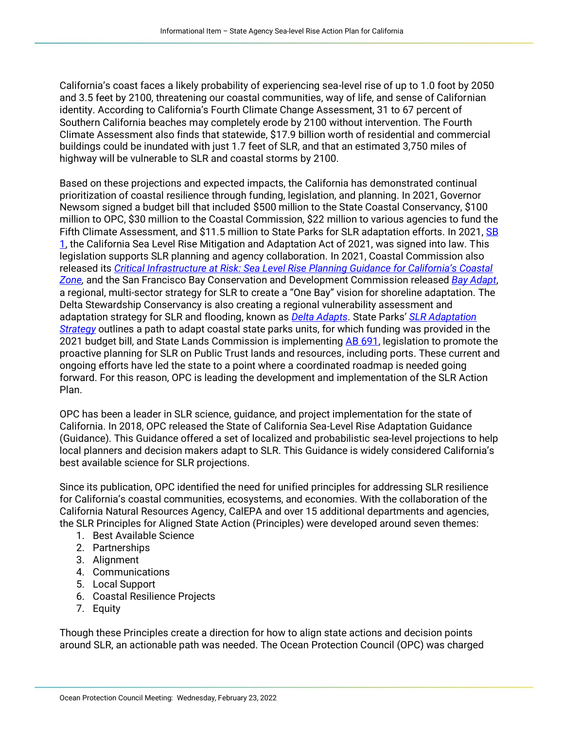California's coast faces a likely probability of experiencing sea-level rise of up to 1.0 foot by 2050 and 3.5 feet by 2100, threatening our coastal communities, way of life, and sense of Californian identity. According to California's Fourth Climate Change Assessment, 31 to 67 percent of Southern California beaches may completely erode by 2100 without intervention. The Fourth Climate Assessment also finds that statewide, $17.9 billion worth of residential and commercial buildings could be inundated with just 1.7 feet of SLR, and that an estimated 3,750 miles of highway will be vulnerable to SLR and coastal storms by 2100.

Based on these projections and expected impacts, the California has demonstrated continual prioritization of coastal resilience through funding, legislation, and planning. In 2021, Governor Newsom signed a budget bill that included $500 million to the State Coastal Conservancy, $100 million to OPC, $30 million to the Coastal Commission, $22 million to various agencies to fund the Fifth Climate Assessment, and $11.5 million to State Parks for SLR adaptation efforts. In 2021, SB 1, the California Sea Level Rise Mitigation and Adaptation Act of 2021, was signed into law. This legislation supports SLR planning and agency collaboration. In 2021, Coastal Commission also released its *Critical Infrastructure at Risk: Sea Level Rise Planning Guidance for California's Coastal Zone*, and the San Francisco Bay Conservation and Development Commission released *Bay Adapt*, a regional, multi-sector strategy for SLR to create a "One Bay" vision for shoreline adaptation. The Delta Stewardship Conservancy is also creating a regional vulnerability assessment and adaptation strategy for SLR and flooding, known as *Delta Adapts*. State Parks' *SLR Adaptation Strategy* outlines a path to adapt coastal state parks units, for which funding was provided in the 2021 budget bill, and State Lands Commission is implementing AB 691, legislation to promote the proactive planning for SLR on Public Trust lands and resources, including ports. These current and ongoing efforts have led the state to a point where a coordinated roadmap is needed going forward. For this reason, OPC is leading the development and implementation of the SLR Action Plan.

OPC has been a leader in SLR science, guidance, and project implementation for the state of California. In 2018, OPC released the State of California Sea-Level Rise Adaptation Guidance (Guidance). This Guidance offered a set of localized and probabilistic sea-level projections to help local planners and decision makers adapt to SLR. This Guidance is widely considered California's best available science for SLR projections.

Since its publication, OPC identified the need for unified principles for addressing SLR resilience for California's coastal communities, ecosystems, and economies. With the collaboration of the California Natural Resources Agency, CalEPA and over 15 additional departments and agencies, the SLR Principles for Aligned State Action (Principles) were developed around seven themes:

1. Best Available Science
2. Partnerships
3. Alignment
4. Communications
5. Local Support
6. Coastal Resilience Projects
7. Equity

Though these Principles create a direction for how to align state actions and decision points around SLR, an actionable path was needed. The Ocean Protection Council (OPC) was charged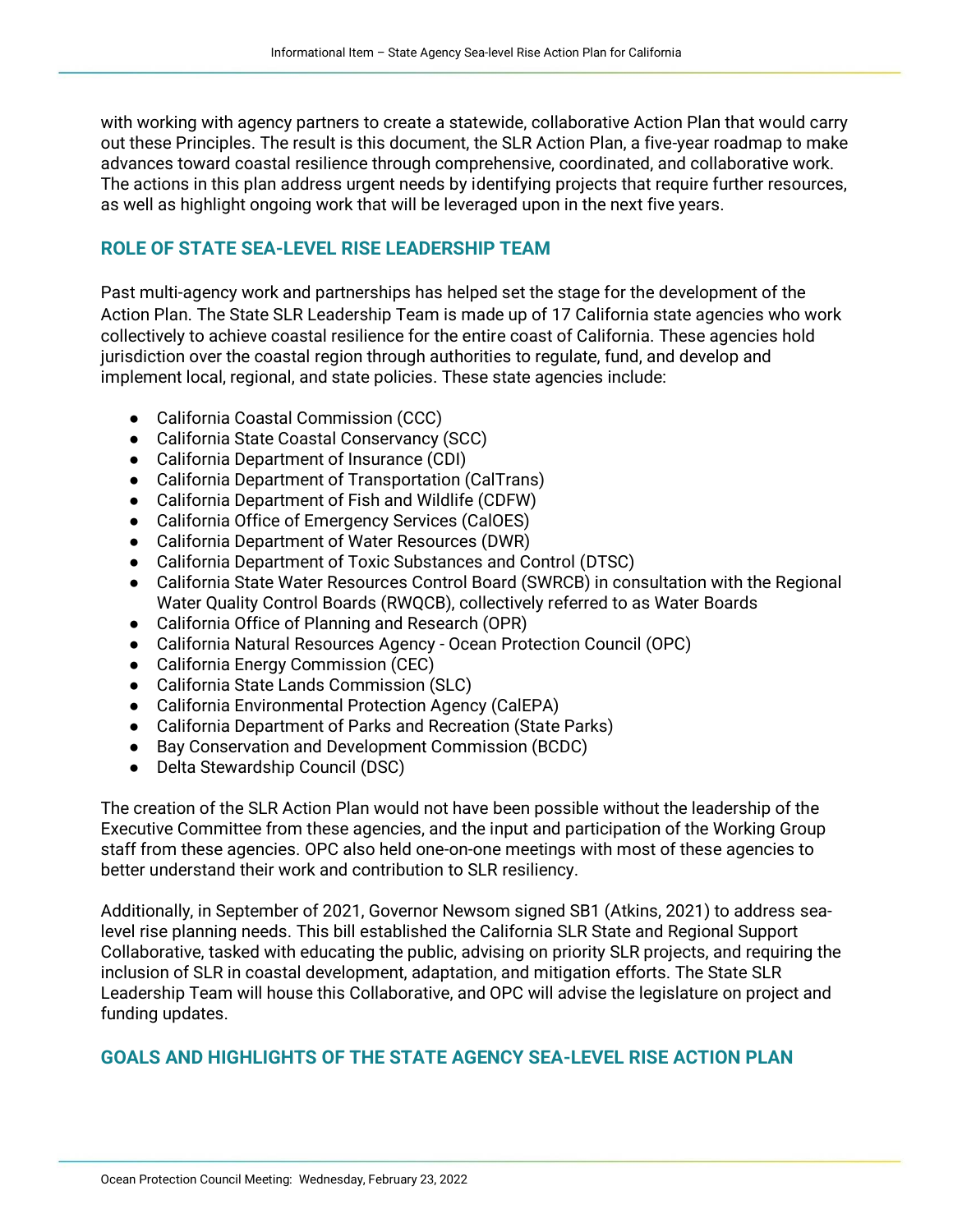with working with agency partners to create a statewide, collaborative Action Plan that would carry out these Principles. The result is this document, the SLR Action Plan, a five-year roadmap to make advances toward coastal resilience through comprehensive, coordinated, and collaborative work. The actions in this plan address urgent needs by identifying projects that require further resources, as well as highlight ongoing work that will be leveraged upon in the next five years.

## ROLE OF STATE SEA-LEVEL RISE LEADERSHIP TEAM

Past multi-agency work and partnerships has helped set the stage for the development of the Action Plan. The State SLR Leadership Team is made up of 17 California state agencies who work collectively to achieve coastal resilience for the entire coast of California. These agencies hold jurisdiction over the coastal region through authorities to regulate, fund, and develop and implement local, regional, and state policies. These state agencies include:

- California Coastal Commission (CCC)
- California State Coastal Conservancy (SCC)
- California Department of Insurance (CDI)
- California Department of Transportation (CalTrans)
- California Department of Fish and Wildlife (CDFW)
- California Office of Emergency Services (CalOES)
- California Department of Water Resources (DWR)
- California Department of Toxic Substances and Control (DTSC)
- California State Water Resources Control Board (SWRCB) in consultation with the Regional Water Quality Control Boards (RWQCB), collectively referred to as Water Boards
- California Office of Planning and Research (OPR)
- California Natural Resources Agency - Ocean Protection Council (OPC)
- California Energy Commission (CEC)
- California State Lands Commission (SLC)
- California Environmental Protection Agency (CalEPA)
- California Department of Parks and Recreation (State Parks)
- Bay Conservation and Development Commission (BCDC)
- Delta Stewardship Council (DSC)

The creation of the SLR Action Plan would not have been possible without the leadership of the Executive Committee from these agencies, and the input and participation of the Working Group staff from these agencies. OPC also held one-on-one meetings with most of these agencies to better understand their work and contribution to SLR resiliency.

Additionally, in September of 2021, Governor Newsom signed SB1 (Atkins, 2021) to address sea-level rise planning needs. This bill established the California SLR State and Regional Support Collaborative, tasked with educating the public, advising on priority SLR projects, and requiring the inclusion of SLR in coastal development, adaptation, and mitigation efforts. The State SLR Leadership Team will house this Collaborative, and OPC will advise the legislature on project and funding updates.

## GOALS AND HIGHLIGHTS OF THE STATE AGENCY SEA-LEVEL RISE ACTION PLAN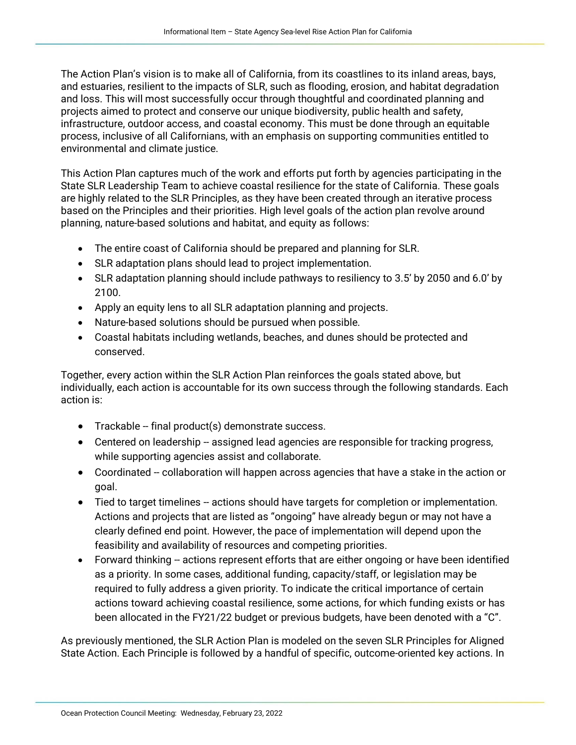The Action Plan's vision is to make all of California, from its coastlines to its inland areas, bays, and estuaries, resilient to the impacts of SLR, such as flooding, erosion, and habitat degradation and loss. This will most successfully occur through thoughtful and coordinated planning and projects aimed to protect and conserve our unique biodiversity, public health and safety, infrastructure, outdoor access, and coastal economy. This must be done through an equitable process, inclusive of all Californians, with an emphasis on supporting communities entitled to environmental and climate justice.

This Action Plan captures much of the work and efforts put forth by agencies participating in the State SLR Leadership Team to achieve coastal resilience for the state of California. These goals are highly related to the SLR Principles, as they have been created through an iterative process based on the Principles and their priorities. High level goals of the action plan revolve around planning, nature-based solutions and habitat, and equity as follows:

- The entire coast of California should be prepared and planning for SLR.
- SLR adaptation plans should lead to project implementation.
- SLR adaptation planning should include pathways to resiliency to 3.5' by 2050 and 6.0' by 2100.
- Apply an equity lens to all SLR adaptation planning and projects.
- Nature-based solutions should be pursued when possible.
- Coastal habitats including wetlands, beaches, and dunes should be protected and conserved.

Together, every action within the SLR Action Plan reinforces the goals stated above, but individually, each action is accountable for its own success through the following standards. Each action is:

- Trackable -- final product(s) demonstrate success.
- Centered on leadership -- assigned lead agencies are responsible for tracking progress, while supporting agencies assist and collaborate.
- Coordinated -- collaboration will happen across agencies that have a stake in the action or goal.
- Tied to target timelines -- actions should have targets for completion or implementation. Actions and projects that are listed as "ongoing" have already begun or may not have a clearly defined end point. However, the pace of implementation will depend upon the feasibility and availability of resources and competing priorities.
- Forward thinking -- actions represent efforts that are either ongoing or have been identified as a priority. In some cases, additional funding, capacity/staff, or legislation may be required to fully address a given priority. To indicate the critical importance of certain actions toward achieving coastal resilience, some actions, for which funding exists or has been allocated in the FY21/22 budget or previous budgets, have been denoted with a "C".

As previously mentioned, the SLR Action Plan is modeled on the seven SLR Principles for Aligned State Action. Each Principle is followed by a handful of specific, outcome-oriented key actions. In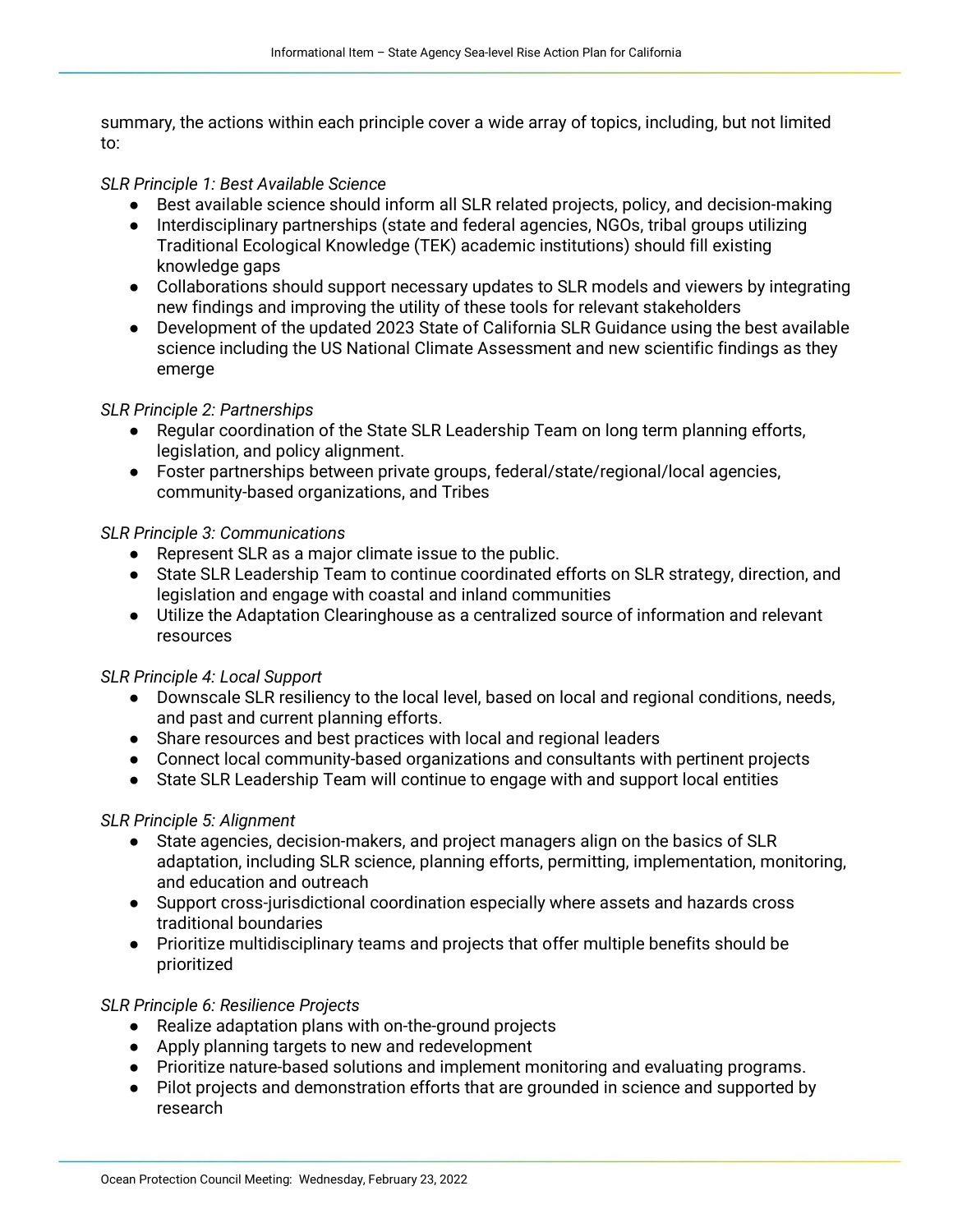summary, the actions within each principle cover a wide array of topics, including, but not limited to:

*SLR Principle 1: Best Available Science*

- Best available science should inform all SLR related projects, policy, and decision-making
- Interdisciplinary partnerships (state and federal agencies, NGOs, tribal groups utilizing Traditional Ecological Knowledge (TEK) academic institutions) should fill existing knowledge gaps
- Collaborations should support necessary updates to SLR models and viewers by integrating new findings and improving the utility of these tools for relevant stakeholders
- Development of the updated 2023 State of California SLR Guidance using the best available science including the US National Climate Assessment and new scientific findings as they emerge

*SLR Principle 2: Partnerships*

- Regular coordination of the State SLR Leadership Team on long term planning efforts, legislation, and policy alignment.
- Foster partnerships between private groups, federal/state/regional/local agencies, community-based organizations, and Tribes

*SLR Principle 3: Communications*

- Represent SLR as a major climate issue to the public.
- State SLR Leadership Team to continue coordinated efforts on SLR strategy, direction, and legislation and engage with coastal and inland communities
- Utilize the Adaptation Clearinghouse as a centralized source of information and relevant resources

*SLR Principle 4: Local Support*

- Downscale SLR resiliency to the local level, based on local and regional conditions, needs, and past and current planning efforts.
- Share resources and best practices with local and regional leaders
- Connect local community-based organizations and consultants with pertinent projects
- State SLR Leadership Team will continue to engage with and support local entities

*SLR Principle 5: Alignment*

- State agencies, decision-makers, and project managers align on the basics of SLR adaptation, including SLR science, planning efforts, permitting, implementation, monitoring, and education and outreach
- Support cross-jurisdictional coordination especially where assets and hazards cross traditional boundaries
- Prioritize multidisciplinary teams and projects that offer multiple benefits should be prioritized

*SLR Principle 6: Resilience Projects*

- Realize adaptation plans with on-the-ground projects
- Apply planning targets to new and redevelopment
- Prioritize nature-based solutions and implement monitoring and evaluating programs.
- Pilot projects and demonstration efforts that are grounded in science and supported by research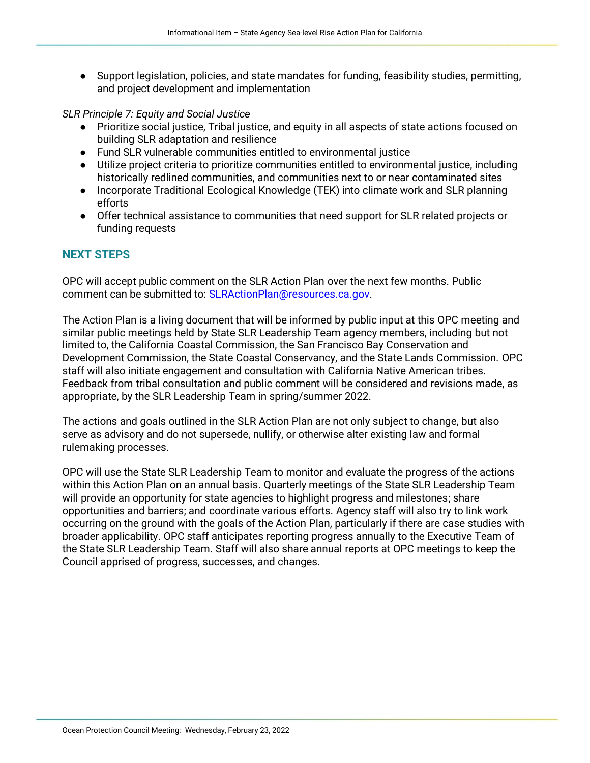- Support legislation, policies, and state mandates for funding, feasibility studies, permitting, and project development and implementation

*SLR Principle 7: Equity and Social Justice*

- Prioritize social justice, Tribal justice, and equity in all aspects of state actions focused on building SLR adaptation and resilience
- Fund SLR vulnerable communities entitled to environmental justice
- Utilize project criteria to prioritize communities entitled to environmental justice, including historically redlined communities, and communities next to or near contaminated sites
- Incorporate Traditional Ecological Knowledge (TEK) into climate work and SLR planning efforts
- Offer technical assistance to communities that need support for SLR related projects or funding requests

## NEXT STEPS

OPC will accept public comment on the SLR Action Plan over the next few months. Public comment can be submitted to: [SLRActionPlan@resources.ca.gov](mailto:SLRActionPlan@resources.ca.gov).

The Action Plan is a living document that will be informed by public input at this OPC meeting and similar public meetings held by State SLR Leadership Team agency members, including but not limited to, the California Coastal Commission, the San Francisco Bay Conservation and Development Commission, the State Coastal Conservancy, and the State Lands Commission. OPC staff will also initiate engagement and consultation with California Native American tribes. Feedback from tribal consultation and public comment will be considered and revisions made, as appropriate, by the SLR Leadership Team in spring/summer 2022.

The actions and goals outlined in the SLR Action Plan are not only subject to change, but also serve as advisory and do not supersede, nullify, or otherwise alter existing law and formal rulemaking processes.

OPC will use the State SLR Leadership Team to monitor and evaluate the progress of the actions within this Action Plan on an annual basis. Quarterly meetings of the State SLR Leadership Team will provide an opportunity for state agencies to highlight progress and milestones; share opportunities and barriers; and coordinate various efforts. Agency staff will also try to link work occurring on the ground with the goals of the Action Plan, particularly if there are case studies with broader applicability. OPC staff anticipates reporting progress annually to the Executive Team of the State SLR Leadership Team. Staff will also share annual reports at OPC meetings to keep the Council apprised of progress, successes, and changes.